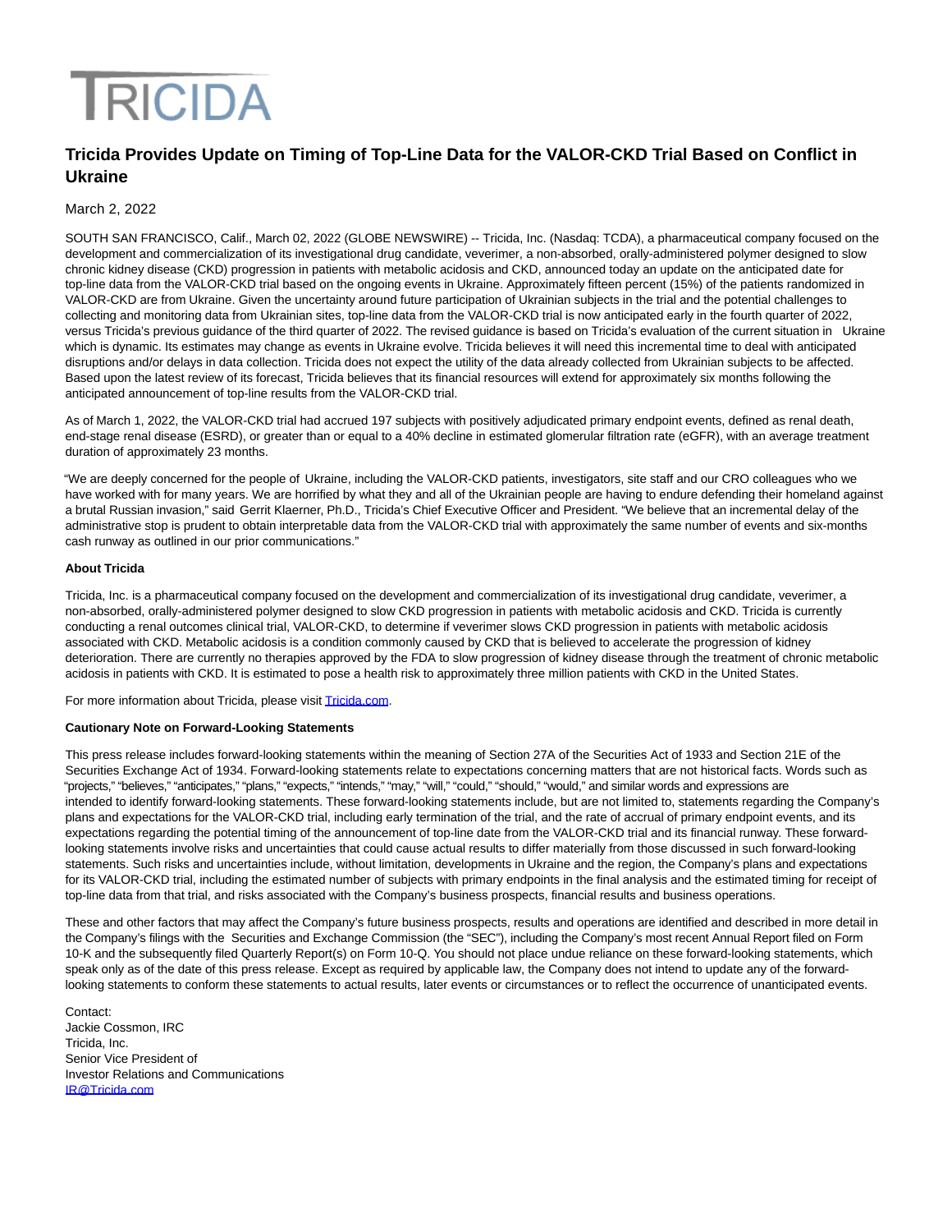TRICIDA

# Tricida Provides Update on Timing of Top-Line Data for the VALOR-CKD Trial Based on Conflict in Ukraine

March 2, 2022

SOUTH SAN FRANCISCO, Calif., March 02, 2022 (GLOBE NEWSWIRE) -- Tricida, Inc. (Nasdaq: TCDA), a pharmaceutical company focused on the development and commercialization of its investigational drug candidate, veverimer, a non-absorbed, orally-administered polymer designed to slow chronic kidney disease (CKD) progression in patients with metabolic acidosis and CKD, announced today an update on the anticipated date for top-line data from the VALOR-CKD trial based on the ongoing events in Ukraine. Approximately fifteen percent (15%) of the patients randomized in VALOR-CKD are from Ukraine. Given the uncertainty around future participation of Ukrainian subjects in the trial and the potential challenges to collecting and monitoring data from Ukrainian sites, top-line data from the VALOR-CKD trial is now anticipated early in the fourth quarter of 2022, versus Tricida's previous guidance of the third quarter of 2022. The revised guidance is based on Tricida's evaluation of the current situation in Ukraine which is dynamic. Its estimates may change as events in Ukraine evolve. Tricida believes it will need this incremental time to deal with anticipated disruptions and/or delays in data collection. Tricida does not expect the utility of the data already collected from Ukrainian subjects to be affected. Based upon the latest review of its forecast, Tricida believes that its financial resources will extend for approximately six months following the anticipated announcement of top-line results from the VALOR-CKD trial.

As of March 1, 2022, the VALOR-CKD trial had accrued 197 subjects with positively adjudicated primary endpoint events, defined as renal death, end-stage renal disease (ESRD), or greater than or equal to a 40% decline in estimated glomerular filtration rate (eGFR), with an average treatment duration of approximately 23 months.

"We are deeply concerned for the people of Ukraine, including the VALOR-CKD patients, investigators, site staff and our CRO colleagues who we have worked with for many years. We are horrified by what they and all of the Ukrainian people are having to endure defending their homeland against a brutal Russian invasion," said Gerrit Klaerner, Ph.D., Tricida's Chief Executive Officer and President. "We believe that an incremental delay of the administrative stop is prudent to obtain interpretable data from the VALOR-CKD trial with approximately the same number of events and six-months cash runway as outlined in our prior communications."

**About Tricida**

Tricida, Inc. is a pharmaceutical company focused on the development and commercialization of its investigational drug candidate, veverimer, a non-absorbed, orally-administered polymer designed to slow CKD progression in patients with metabolic acidosis and CKD. Tricida is currently conducting a renal outcomes clinical trial, VALOR-CKD, to determine if veverimer slows CKD progression in patients with metabolic acidosis associated with CKD. Metabolic acidosis is a condition commonly caused by CKD that is believed to accelerate the progression of kidney deterioration. There are currently no therapies approved by the FDA to slow progression of kidney disease through the treatment of chronic metabolic acidosis in patients with CKD. It is estimated to pose a health risk to approximately three million patients with CKD in the United States.

For more information about Tricida, please visit Tricida.com.

**Cautionary Note on Forward-Looking Statements**

This press release includes forward-looking statements within the meaning of Section 27A of the Securities Act of 1933 and Section 21E of the Securities Exchange Act of 1934. Forward-looking statements relate to expectations concerning matters that are not historical facts. Words such as "projects," "believes," "anticipates," "plans," "expects," "intends," "may," "will," "could," "should," "would," and similar words and expressions are intended to identify forward-looking statements. These forward-looking statements include, but are not limited to, statements regarding the Company's plans and expectations for the VALOR-CKD trial, including early termination of the trial, and the rate of accrual of primary endpoint events, and its expectations regarding the potential timing of the announcement of top-line date from the VALOR-CKD trial and its financial runway. These forward-looking statements involve risks and uncertainties that could cause actual results to differ materially from those discussed in such forward-looking statements. Such risks and uncertainties include, without limitation, developments in Ukraine and the region, the Company's plans and expectations for its VALOR-CKD trial, including the estimated number of subjects with primary endpoints in the final analysis and the estimated timing for receipt of top-line data from that trial, and risks associated with the Company's business prospects, financial results and business operations.

These and other factors that may affect the Company's future business prospects, results and operations are identified and described in more detail in the Company's filings with the Securities and Exchange Commission (the "SEC"), including the Company's most recent Annual Report filed on Form 10-K and the subsequently filed Quarterly Report(s) on Form 10-Q. You should not place undue reliance on these forward-looking statements, which speak only as of the date of this press release. Except as required by applicable law, the Company does not intend to update any of the forward-looking statements to conform these statements to actual results, later events or circumstances or to reflect the occurrence of unanticipated events.

Contact:
Jackie Cossmon, IRC
Tricida, Inc.
Senior Vice President of
Investor Relations and Communications
IR@Tricida.com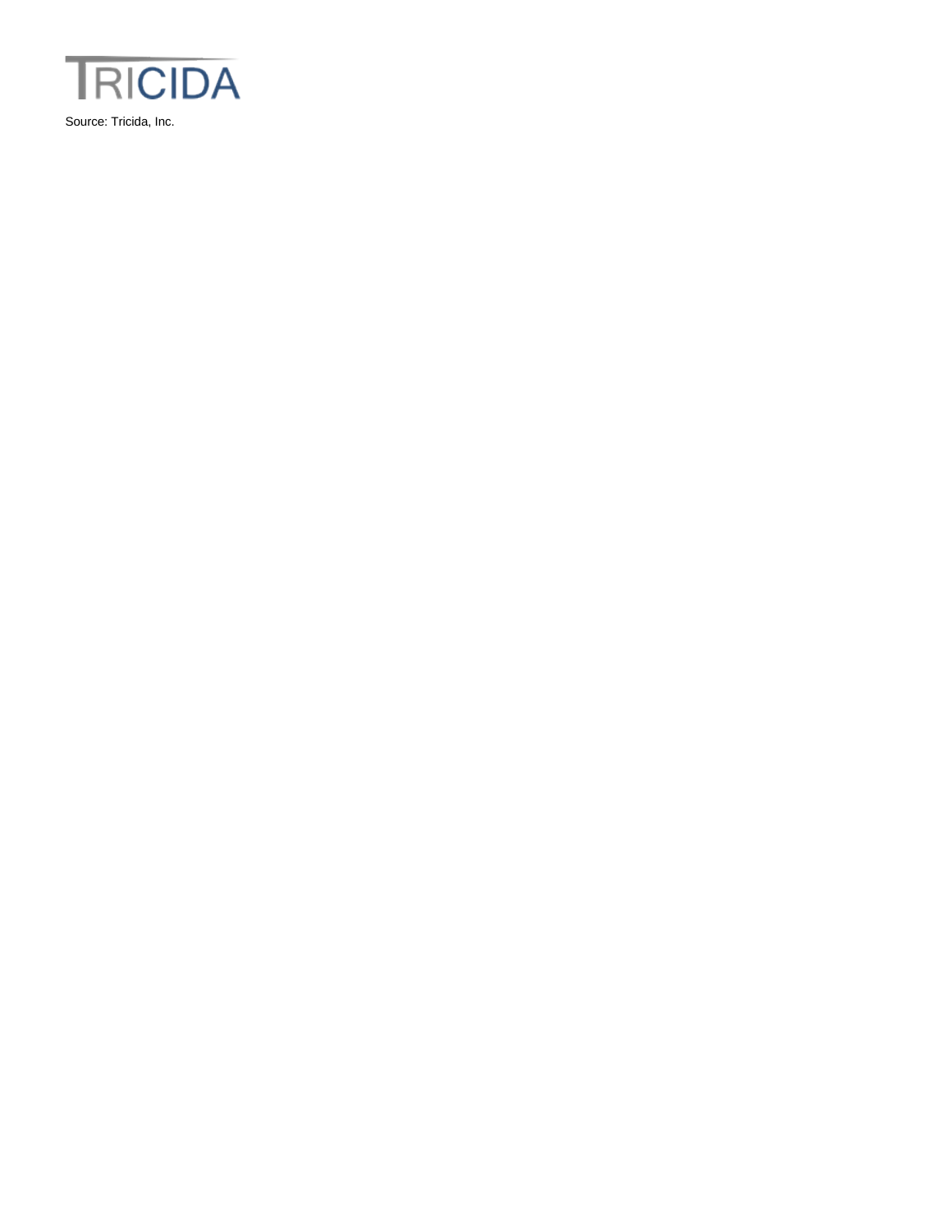TRICIDA

Source: Tricida, Inc.